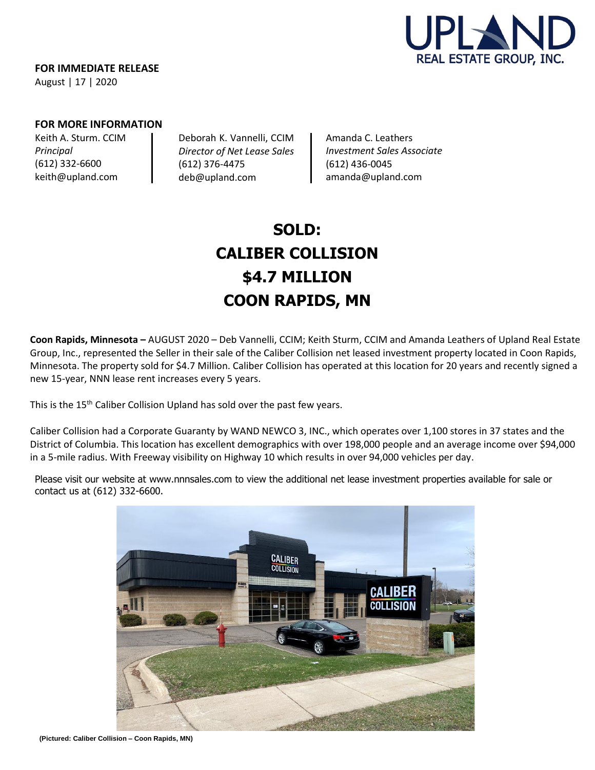UPLAND
REAL ESTATE GROUP, INC.

**FOR IMMEDIATE RELEASE**
August | 17 | 2020

**FOR MORE INFORMATION**

Keith A. Sturm. CCIM
*Principal*
(612) 332-6600
keith@upland.com

Deborah K. Vannelli, CCIM
*Director of Net Lease Sales*
(612) 376-4475
deb@upland.com

Amanda C. Leathers
*Investment Sales Associate*
(612) 436-0045
amanda@upland.com

# SOLD:
# CALIBER COLLISION
# $4.7 MILLION
# COON RAPIDS, MN

**Coon Rapids, Minnesota –** AUGUST 2020 – Deb Vannelli, CCIM; Keith Sturm, CCIM and Amanda Leathers of Upland Real Estate Group, Inc., represented the Seller in their sale of the Caliber Collision net leased investment property located in Coon Rapids, Minnesota. The property sold for $4.7 Million. Caliber Collision has operated at this location for 20 years and recently signed a new 15-year, NNN lease rent increases every 5 years.

This is the 15th Caliber Collision Upland has sold over the past few years.

Caliber Collision had a Corporate Guaranty by WAND NEWCO 3, INC., which operates over 1,100 stores in 37 states and the District of Columbia. This location has excellent demographics with over 198,000 people and an average income over $94,000 in a 5-mile radius. With Freeway visibility on Highway 10 which results in over 94,000 vehicles per day.

Please visit our website at www.nnnsales.com to view the additional net lease investment properties available for sale or contact us at (612) 332-6600.

**(Pictured: Caliber Collision – Coon Rapids, MN)**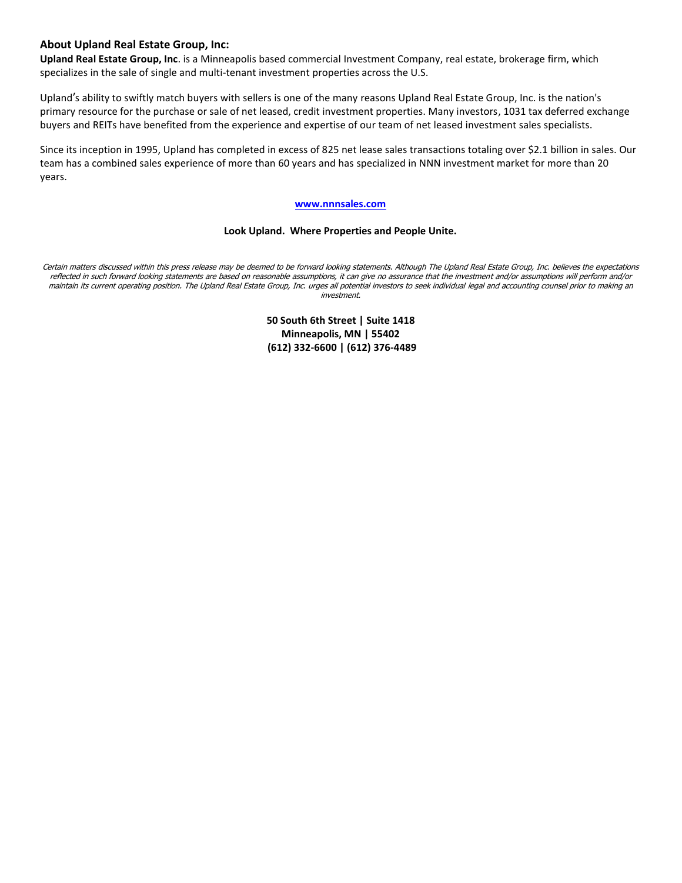### About Upland Real Estate Group, Inc:

**Upland Real Estate Group, Inc**. is a Minneapolis based commercial Investment Company, real estate, brokerage firm, which specializes in the sale of single and multi-tenant investment properties across the U.S.

Upland's ability to swiftly match buyers with sellers is one of the many reasons Upland Real Estate Group, Inc. is the nation's primary resource for the purchase or sale of net leased, credit investment properties. Many investors, 1031 tax deferred exchange buyers and REITs have benefited from the experience and expertise of our team of net leased investment sales specialists.

Since its inception in 1995, Upland has completed in excess of 825 net lease sales transactions totaling over $2.1 billion in sales. Our team has a combined sales experience of more than 60 years and has specialized in NNN investment market for more than 20 years.

**[www.nnnsales.com](http://www.nnnsales.com)**

**Look Upland. Where Properties and People Unite.**

*Certain matters discussed within this press release may be deemed to be forward looking statements. Although The Upland Real Estate Group, Inc. believes the expectations reflected in such forward looking statements are based on reasonable assumptions, it can give no assurance that the investment and/or assumptions will perform and/or maintain its current operating position. The Upland Real Estate Group, Inc. urges all potential investors to seek individual legal and accounting counsel prior to making an investment.*

**50 South 6th Street | Suite 1418**
**Minneapolis, MN | 55402**
**(612) 332-6600 | (612) 376-4489**